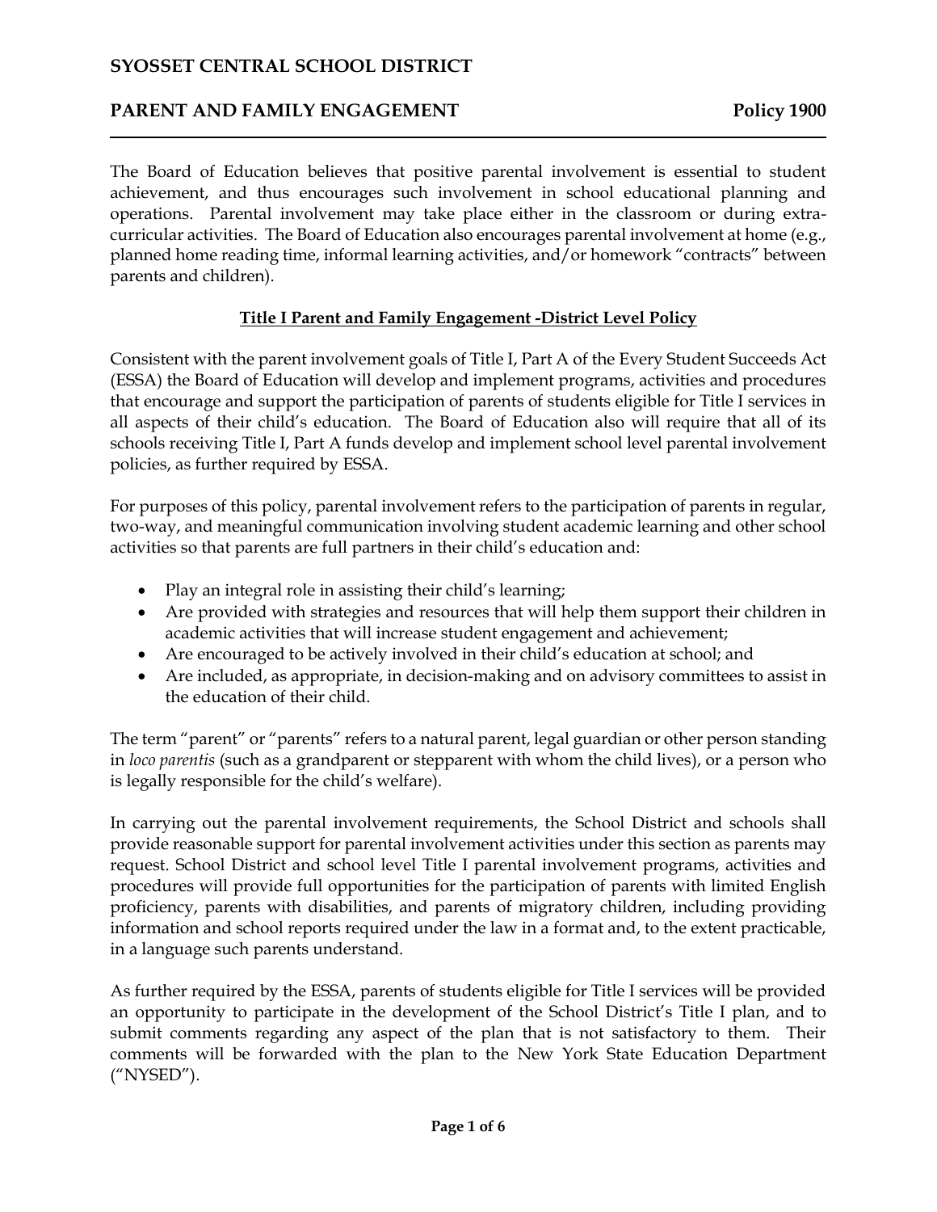# SYOSSET CENTRAL SCHOOL DISTRICT

## PARENT AND FAMILY ENGAGEMENT — Policy 1900

The Board of Education believes that positive parental involvement is essential to student achievement, and thus encourages such involvement in school educational planning and operations. Parental involvement may take place either in the classroom or during extra-curricular activities. The Board of Education also encourages parental involvement at home (e.g., planned home reading time, informal learning activities, and/or homework "contracts" between parents and children).

### Title I Parent and Family Engagement -District Level Policy

Consistent with the parent involvement goals of Title I, Part A of the Every Student Succeeds Act (ESSA) the Board of Education will develop and implement programs, activities and procedures that encourage and support the participation of parents of students eligible for Title I services in all aspects of their child's education. The Board of Education also will require that all of its schools receiving Title I, Part A funds develop and implement school level parental involvement policies, as further required by ESSA.

For purposes of this policy, parental involvement refers to the participation of parents in regular, two-way, and meaningful communication involving student academic learning and other school activities so that parents are full partners in their child's education and:

- Play an integral role in assisting their child's learning;
- Are provided with strategies and resources that will help them support their children in academic activities that will increase student engagement and achievement;
- Are encouraged to be actively involved in their child's education at school; and
- Are included, as appropriate, in decision-making and on advisory committees to assist in the education of their child.

The term "parent" or "parents" refers to a natural parent, legal guardian or other person standing in *loco parentis* (such as a grandparent or stepparent with whom the child lives), or a person who is legally responsible for the child's welfare).

In carrying out the parental involvement requirements, the School District and schools shall provide reasonable support for parental involvement activities under this section as parents may request. School District and school level Title I parental involvement programs, activities and procedures will provide full opportunities for the participation of parents with limited English proficiency, parents with disabilities, and parents of migratory children, including providing information and school reports required under the law in a format and, to the extent practicable, in a language such parents understand.

As further required by the ESSA, parents of students eligible for Title I services will be provided an opportunity to participate in the development of the School District's Title I plan, and to submit comments regarding any aspect of the plan that is not satisfactory to them. Their comments will be forwarded with the plan to the New York State Education Department ("NYSED").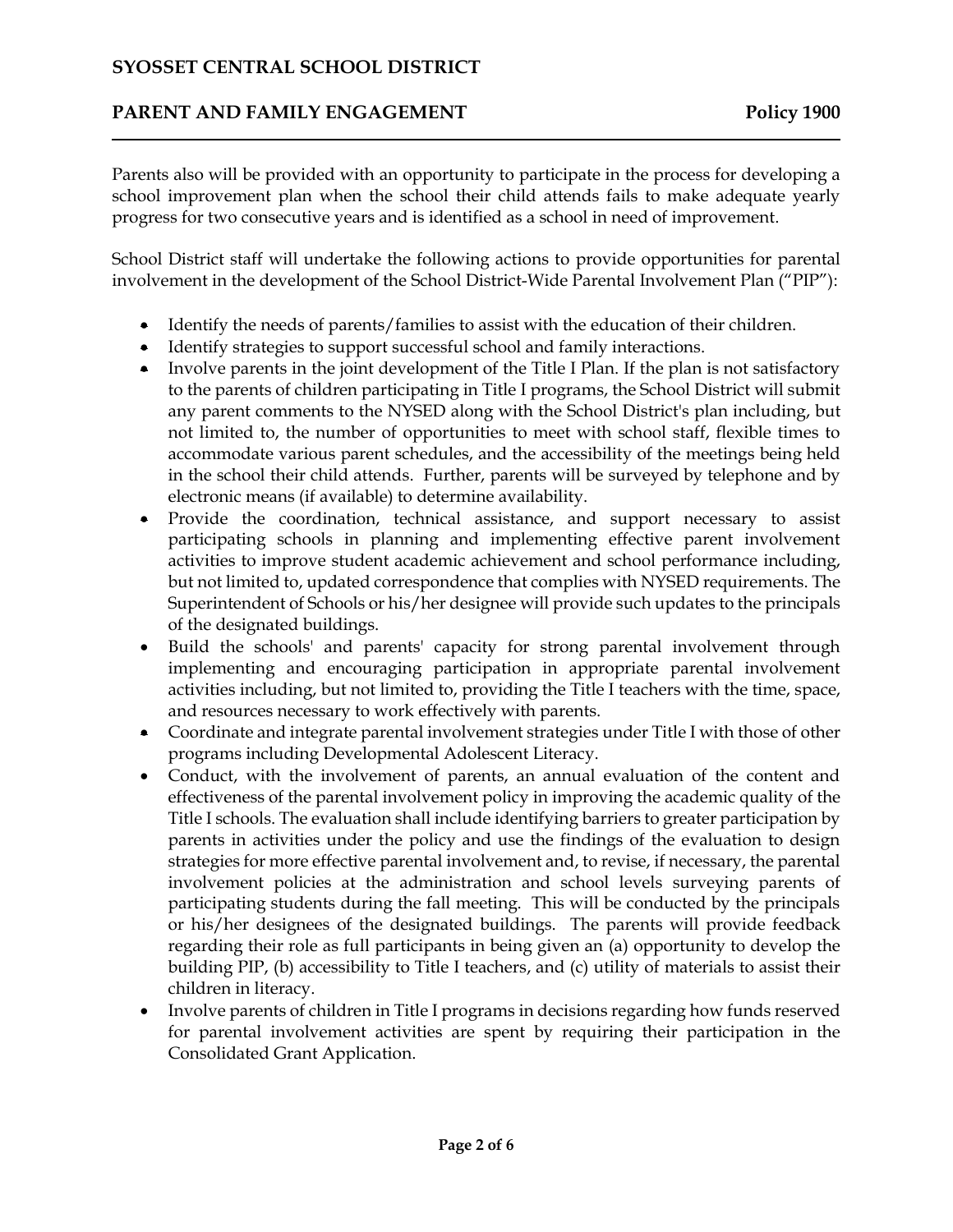Parents also will be provided with an opportunity to participate in the process for developing a school improvement plan when the school their child attends fails to make adequate yearly progress for two consecutive years and is identified as a school in need of improvement.

School District staff will undertake the following actions to provide opportunities for parental involvement in the development of the School District-Wide Parental Involvement Plan ("PIP"):

- Identify the needs of parents/families to assist with the education of their children.
- Identify strategies to support successful school and family interactions.
- Involve parents in the joint development of the Title I Plan. If the plan is not satisfactory to the parents of children participating in Title I programs, the School District will submit any parent comments to the NYSED along with the School District's plan including, but not limited to, the number of opportunities to meet with school staff, flexible times to accommodate various parent schedules, and the accessibility of the meetings being held in the school their child attends. Further, parents will be surveyed by telephone and by electronic means (if available) to determine availability.
- Provide the coordination, technical assistance, and support necessary to assist participating schools in planning and implementing effective parent involvement activities to improve student academic achievement and school performance including, but not limited to, updated correspondence that complies with NYSED requirements. The Superintendent of Schools or his/her designee will provide such updates to the principals of the designated buildings.
- Build the schools' and parents' capacity for strong parental involvement through implementing and encouraging participation in appropriate parental involvement activities including, but not limited to, providing the Title I teachers with the time, space, and resources necessary to work effectively with parents.
- Coordinate and integrate parental involvement strategies under Title I with those of other programs including Developmental Adolescent Literacy.
- Conduct, with the involvement of parents, an annual evaluation of the content and effectiveness of the parental involvement policy in improving the academic quality of the Title I schools. The evaluation shall include identifying barriers to greater participation by parents in activities under the policy and use the findings of the evaluation to design strategies for more effective parental involvement and, to revise, if necessary, the parental involvement policies at the administration and school levels surveying parents of participating students during the fall meeting. This will be conducted by the principals or his/her designees of the designated buildings. The parents will provide feedback regarding their role as full participants in being given an (a) opportunity to develop the building PIP, (b) accessibility to Title I teachers, and (c) utility of materials to assist their children in literacy.
- Involve parents of children in Title I programs in decisions regarding how funds reserved for parental involvement activities are spent by requiring their participation in the Consolidated Grant Application.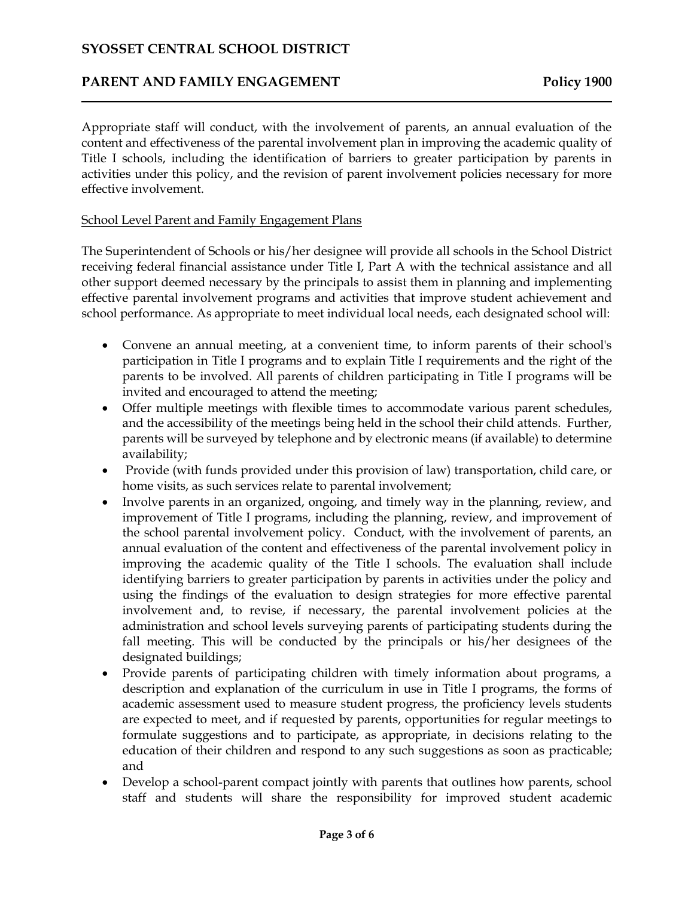Appropriate staff will conduct, with the involvement of parents, an annual evaluation of the content and effectiveness of the parental involvement plan in improving the academic quality of Title I schools, including the identification of barriers to greater participation by parents in activities under this policy, and the revision of parent involvement policies necessary for more effective involvement.

School Level Parent and Family Engagement Plans

The Superintendent of Schools or his/her designee will provide all schools in the School District receiving federal financial assistance under Title I, Part A with the technical assistance and all other support deemed necessary by the principals to assist them in planning and implementing effective parental involvement programs and activities that improve student achievement and school performance. As appropriate to meet individual local needs, each designated school will:

- Convene an annual meeting, at a convenient time, to inform parents of their school's participation in Title I programs and to explain Title I requirements and the right of the parents to be involved. All parents of children participating in Title I programs will be invited and encouraged to attend the meeting;
- Offer multiple meetings with flexible times to accommodate various parent schedules, and the accessibility of the meetings being held in the school their child attends. Further, parents will be surveyed by telephone and by electronic means (if available) to determine availability;
- Provide (with funds provided under this provision of law) transportation, child care, or home visits, as such services relate to parental involvement;
- Involve parents in an organized, ongoing, and timely way in the planning, review, and improvement of Title I programs, including the planning, review, and improvement of the school parental involvement policy. Conduct, with the involvement of parents, an annual evaluation of the content and effectiveness of the parental involvement policy in improving the academic quality of the Title I schools. The evaluation shall include identifying barriers to greater participation by parents in activities under the policy and using the findings of the evaluation to design strategies for more effective parental involvement and, to revise, if necessary, the parental involvement policies at the administration and school levels surveying parents of participating students during the fall meeting. This will be conducted by the principals or his/her designees of the designated buildings;
- Provide parents of participating children with timely information about programs, a description and explanation of the curriculum in use in Title I programs, the forms of academic assessment used to measure student progress, the proficiency levels students are expected to meet, and if requested by parents, opportunities for regular meetings to formulate suggestions and to participate, as appropriate, in decisions relating to the education of their children and respond to any such suggestions as soon as practicable; and
- Develop a school-parent compact jointly with parents that outlines how parents, school staff and students will share the responsibility for improved student academic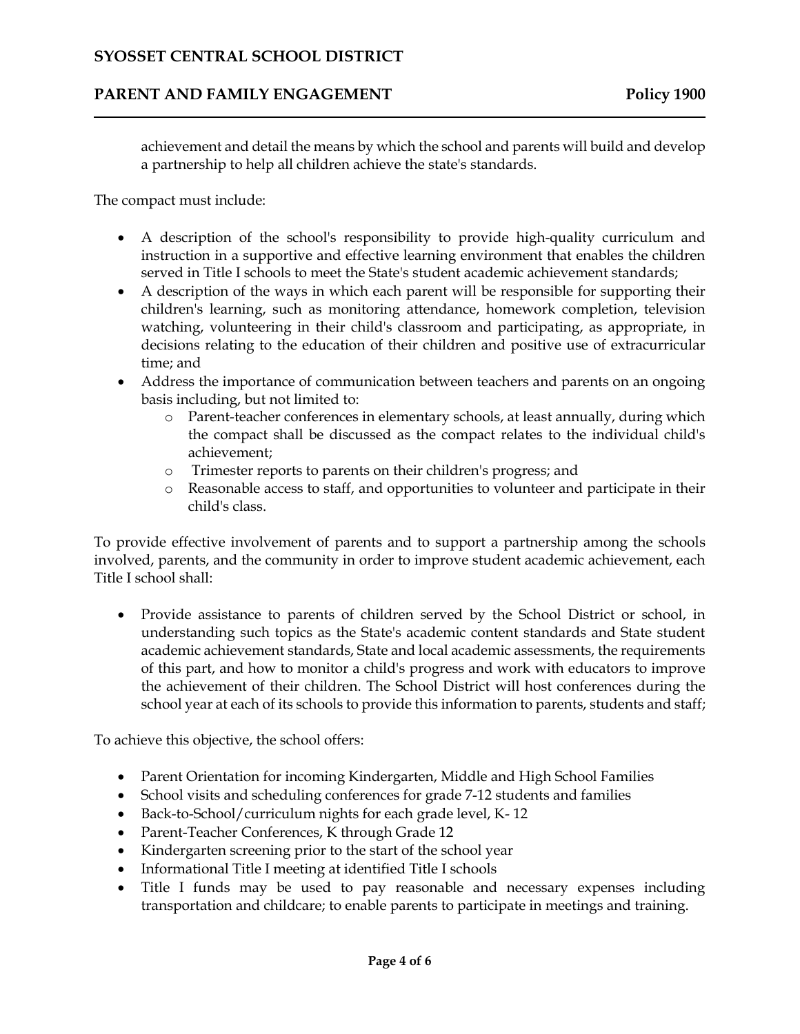achievement and detail the means by which the school and parents will build and develop a partnership to help all children achieve the state's standards.

The compact must include:

- A description of the school's responsibility to provide high-quality curriculum and instruction in a supportive and effective learning environment that enables the children served in Title I schools to meet the State's student academic achievement standards;
- A description of the ways in which each parent will be responsible for supporting their children's learning, such as monitoring attendance, homework completion, television watching, volunteering in their child's classroom and participating, as appropriate, in decisions relating to the education of their children and positive use of extracurricular time; and
- Address the importance of communication between teachers and parents on an ongoing basis including, but not limited to:
  - Parent-teacher conferences in elementary schools, at least annually, during which the compact shall be discussed as the compact relates to the individual child's achievement;
  - Trimester reports to parents on their children's progress; and
  - Reasonable access to staff, and opportunities to volunteer and participate in their child's class.

To provide effective involvement of parents and to support a partnership among the schools involved, parents, and the community in order to improve student academic achievement, each Title I school shall:

- Provide assistance to parents of children served by the School District or school, in understanding such topics as the State's academic content standards and State student academic achievement standards, State and local academic assessments, the requirements of this part, and how to monitor a child's progress and work with educators to improve the achievement of their children. The School District will host conferences during the school year at each of its schools to provide this information to parents, students and staff;

To achieve this objective, the school offers:

- Parent Orientation for incoming Kindergarten, Middle and High School Families
- School visits and scheduling conferences for grade 7-12 students and families
- Back-to-School/curriculum nights for each grade level, K- 12
- Parent-Teacher Conferences, K through Grade 12
- Kindergarten screening prior to the start of the school year
- Informational Title I meeting at identified Title I schools
- Title I funds may be used to pay reasonable and necessary expenses including transportation and childcare; to enable parents to participate in meetings and training.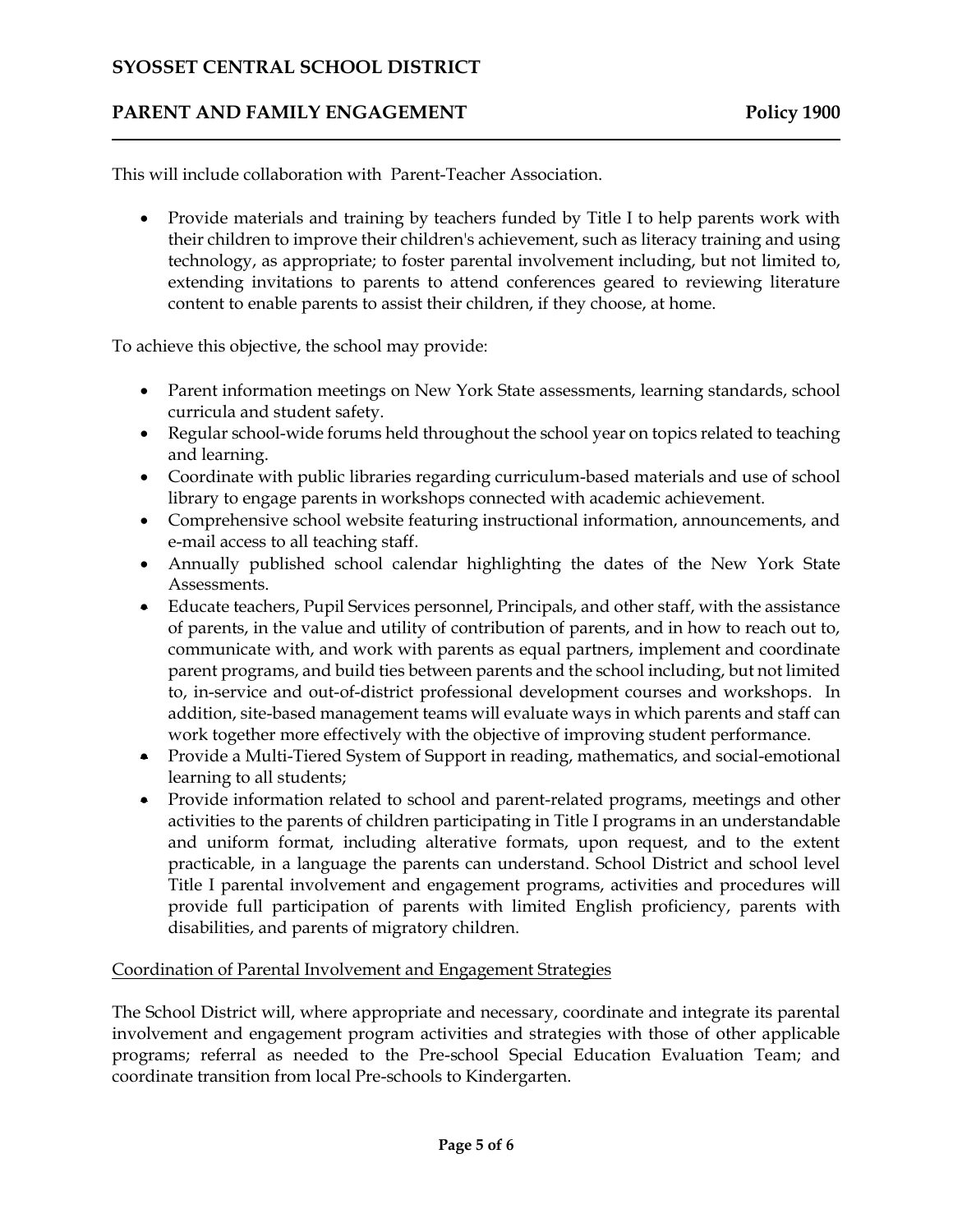This will include collaboration with Parent-Teacher Association.

- Provide materials and training by teachers funded by Title I to help parents work with their children to improve their children's achievement, such as literacy training and using technology, as appropriate; to foster parental involvement including, but not limited to, extending invitations to parents to attend conferences geared to reviewing literature content to enable parents to assist their children, if they choose, at home.

To achieve this objective, the school may provide:

- Parent information meetings on New York State assessments, learning standards, school curricula and student safety.
- Regular school-wide forums held throughout the school year on topics related to teaching and learning.
- Coordinate with public libraries regarding curriculum-based materials and use of school library to engage parents in workshops connected with academic achievement.
- Comprehensive school website featuring instructional information, announcements, and e-mail access to all teaching staff.
- Annually published school calendar highlighting the dates of the New York State Assessments.
- Educate teachers, Pupil Services personnel, Principals, and other staff, with the assistance of parents, in the value and utility of contribution of parents, and in how to reach out to, communicate with, and work with parents as equal partners, implement and coordinate parent programs, and build ties between parents and the school including, but not limited to, in-service and out-of-district professional development courses and workshops. In addition, site-based management teams will evaluate ways in which parents and staff can work together more effectively with the objective of improving student performance.
- Provide a Multi-Tiered System of Support in reading, mathematics, and social-emotional learning to all students;
- Provide information related to school and parent-related programs, meetings and other activities to the parents of children participating in Title I programs in an understandable and uniform format, including alterative formats, upon request, and to the extent practicable, in a language the parents can understand. School District and school level Title I parental involvement and engagement programs, activities and procedures will provide full participation of parents with limited English proficiency, parents with disabilities, and parents of migratory children.

Coordination of Parental Involvement and Engagement Strategies

The School District will, where appropriate and necessary, coordinate and integrate its parental involvement and engagement program activities and strategies with those of other applicable programs; referral as needed to the Pre-school Special Education Evaluation Team; and coordinate transition from local Pre-schools to Kindergarten.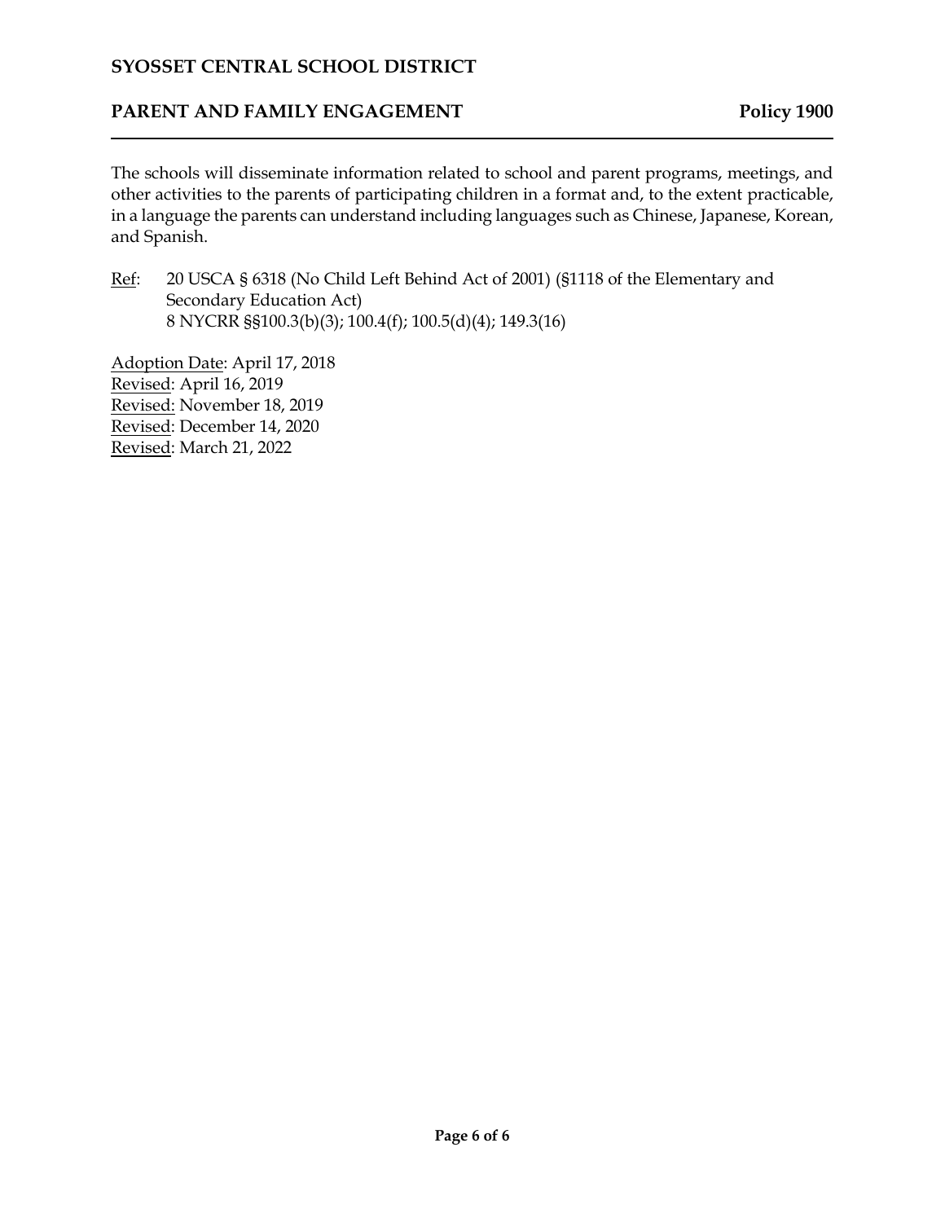The schools will disseminate information related to school and parent programs, meetings, and other activities to the parents of participating children in a format and, to the extent practicable, in a language the parents can understand including languages such as Chinese, Japanese, Korean, and Spanish.

Ref: 20 USCA § 6318 (No Child Left Behind Act of 2001) (§1118 of the Elementary and Secondary Education Act)
8 NYCRR §§100.3(b)(3); 100.4(f); 100.5(d)(4); 149.3(16)

Adoption Date: April 17, 2018
Revised: April 16, 2019
Revised: November 18, 2019
Revised: December 14, 2020
Revised: March 21, 2022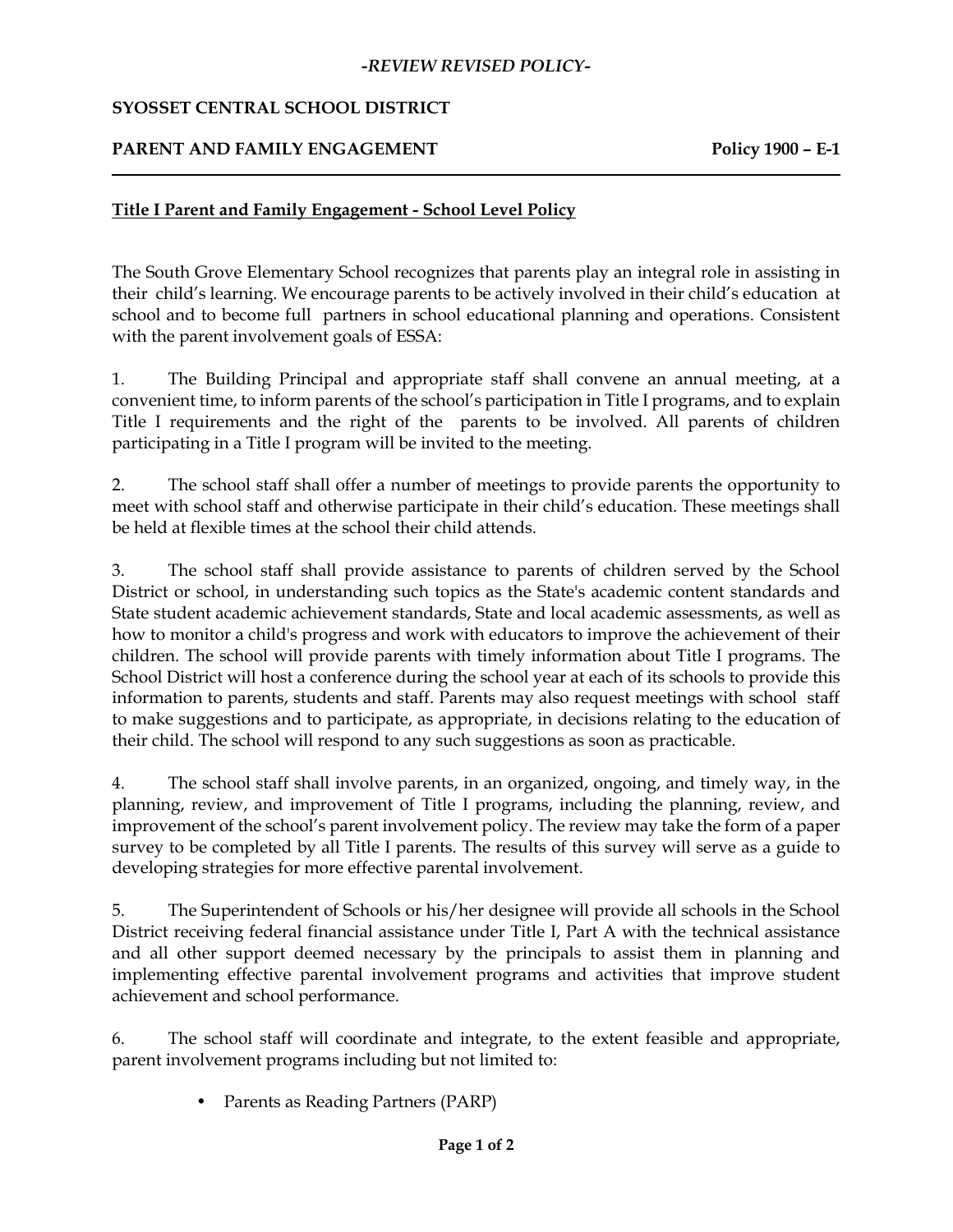*-REVIEW REVISED POLICY-*

**SYOSSET CENTRAL SCHOOL DISTRICT**

**PARENT AND FAMILY ENGAGEMENT** **Policy 1900 – E-1**

**Title I Parent and Family Engagement - School Level Policy**

The South Grove Elementary School recognizes that parents play an integral role in assisting in their child's learning. We encourage parents to be actively involved in their child's education at school and to become full partners in school educational planning and operations. Consistent with the parent involvement goals of ESSA:

1. The Building Principal and appropriate staff shall convene an annual meeting, at a convenient time, to inform parents of the school's participation in Title I programs, and to explain Title I requirements and the right of the parents to be involved. All parents of children participating in a Title I program will be invited to the meeting.

2. The school staff shall offer a number of meetings to provide parents the opportunity to meet with school staff and otherwise participate in their child's education. These meetings shall be held at flexible times at the school their child attends.

3. The school staff shall provide assistance to parents of children served by the School District or school, in understanding such topics as the State's academic content standards and State student academic achievement standards, State and local academic assessments, as well as how to monitor a child's progress and work with educators to improve the achievement of their children. The school will provide parents with timely information about Title I programs. The School District will host a conference during the school year at each of its schools to provide this information to parents, students and staff. Parents may also request meetings with school staff to make suggestions and to participate, as appropriate, in decisions relating to the education of their child. The school will respond to any such suggestions as soon as practicable.

4. The school staff shall involve parents, in an organized, ongoing, and timely way, in the planning, review, and improvement of Title I programs, including the planning, review, and improvement of the school's parent involvement policy. The review may take the form of a paper survey to be completed by all Title I parents. The results of this survey will serve as a guide to developing strategies for more effective parental involvement.

5. The Superintendent of Schools or his/her designee will provide all schools in the School District receiving federal financial assistance under Title I, Part A with the technical assistance and all other support deemed necessary by the principals to assist them in planning and implementing effective parental involvement programs and activities that improve student achievement and school performance.

6. The school staff will coordinate and integrate, to the extent feasible and appropriate, parent involvement programs including but not limited to:

- Parents as Reading Partners (PARP)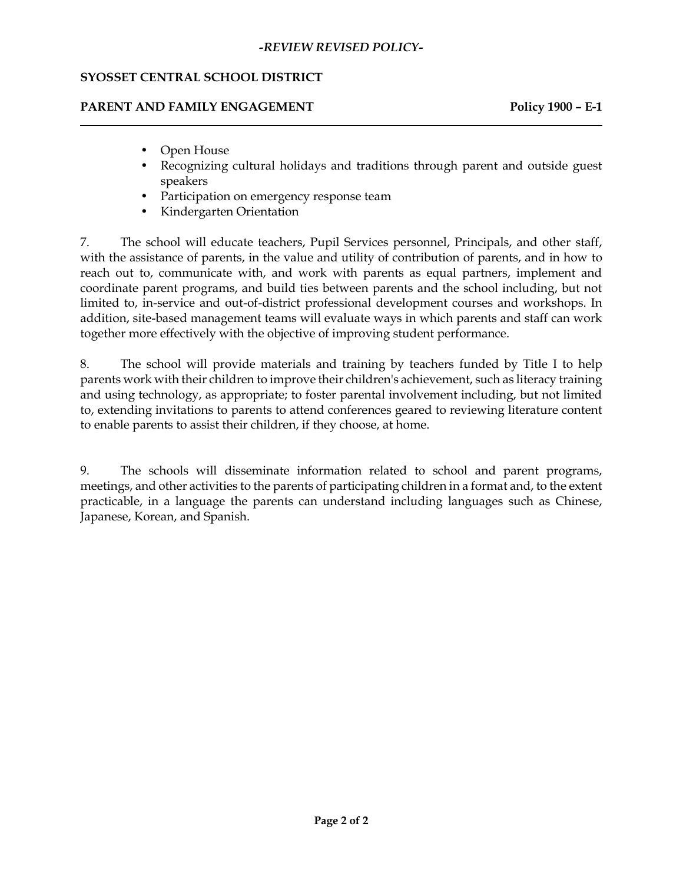- Open House
- Recognizing cultural holidays and traditions through parent and outside guest speakers
- Participation on emergency response team
- Kindergarten Orientation

7. The school will educate teachers, Pupil Services personnel, Principals, and other staff, with the assistance of parents, in the value and utility of contribution of parents, and in how to reach out to, communicate with, and work with parents as equal partners, implement and coordinate parent programs, and build ties between parents and the school including, but not limited to, in-service and out-of-district professional development courses and workshops. In addition, site-based management teams will evaluate ways in which parents and staff can work together more effectively with the objective of improving student performance.

8. The school will provide materials and training by teachers funded by Title I to help parents work with their children to improve their children's achievement, such as literacy training and using technology, as appropriate; to foster parental involvement including, but not limited to, extending invitations to parents to attend conferences geared to reviewing literature content to enable parents to assist their children, if they choose, at home.

9. The schools will disseminate information related to school and parent programs, meetings, and other activities to the parents of participating children in a format and, to the extent practicable, in a language the parents can understand including languages such as Chinese, Japanese, Korean, and Spanish.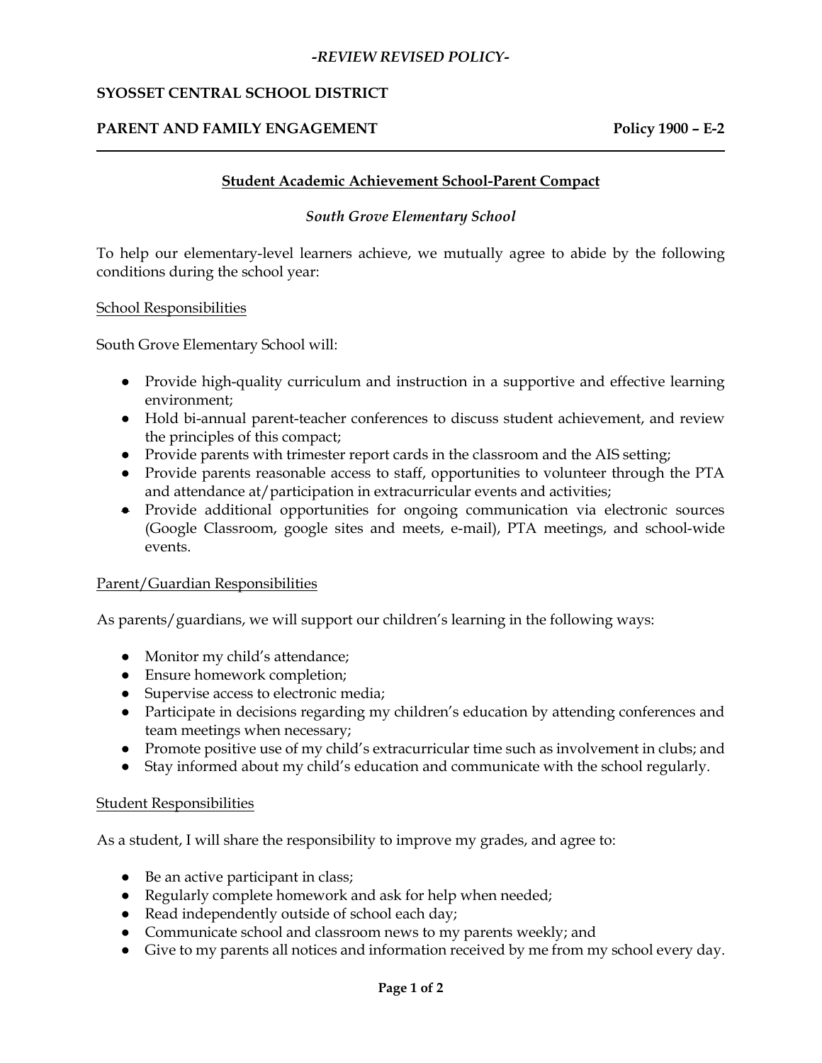*-REVIEW REVISED POLICY-*

**SYOSSET CENTRAL SCHOOL DISTRICT**

**PARENT AND FAMILY ENGAGEMENT** **Policy 1900 – E-2**

## Student Academic Achievement School-Parent Compact

*South Grove Elementary School*

To help our elementary-level learners achieve, we mutually agree to abide by the following conditions during the school year:

School Responsibilities

South Grove Elementary School will:

- Provide high-quality curriculum and instruction in a supportive and effective learning environment;
- Hold bi-annual parent-teacher conferences to discuss student achievement, and review the principles of this compact;
- Provide parents with trimester report cards in the classroom and the AIS setting;
- Provide parents reasonable access to staff, opportunities to volunteer through the PTA and attendance at/participation in extracurricular events and activities;
- Provide additional opportunities for ongoing communication via electronic sources (Google Classroom, google sites and meets, e-mail), PTA meetings, and school-wide events.

Parent/Guardian Responsibilities

As parents/guardians, we will support our children's learning in the following ways:

- Monitor my child's attendance;
- Ensure homework completion;
- Supervise access to electronic media;
- Participate in decisions regarding my children's education by attending conferences and team meetings when necessary;
- Promote positive use of my child's extracurricular time such as involvement in clubs; and
- Stay informed about my child's education and communicate with the school regularly.

Student Responsibilities

As a student, I will share the responsibility to improve my grades, and agree to:

- Be an active participant in class;
- Regularly complete homework and ask for help when needed;
- Read independently outside of school each day;
- Communicate school and classroom news to my parents weekly; and
- Give to my parents all notices and information received by me from my school every day.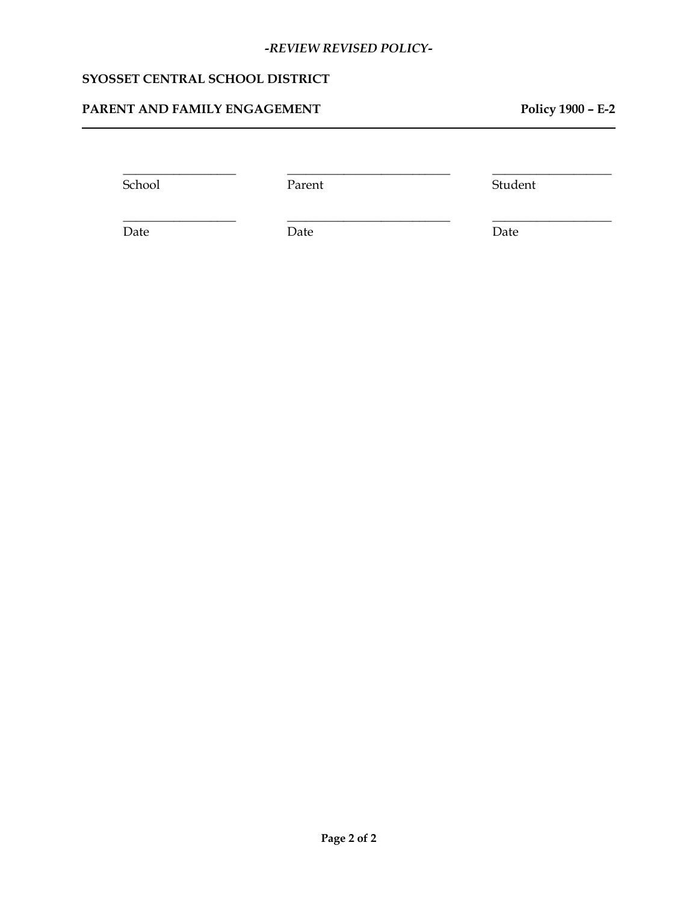| | | |
|---|---|---|
| ____________________ | ____________________________ | ____________________ |
| School | Parent | Student |
| ____________________ | ____________________________ | ____________________ |
| Date | Date | Date |